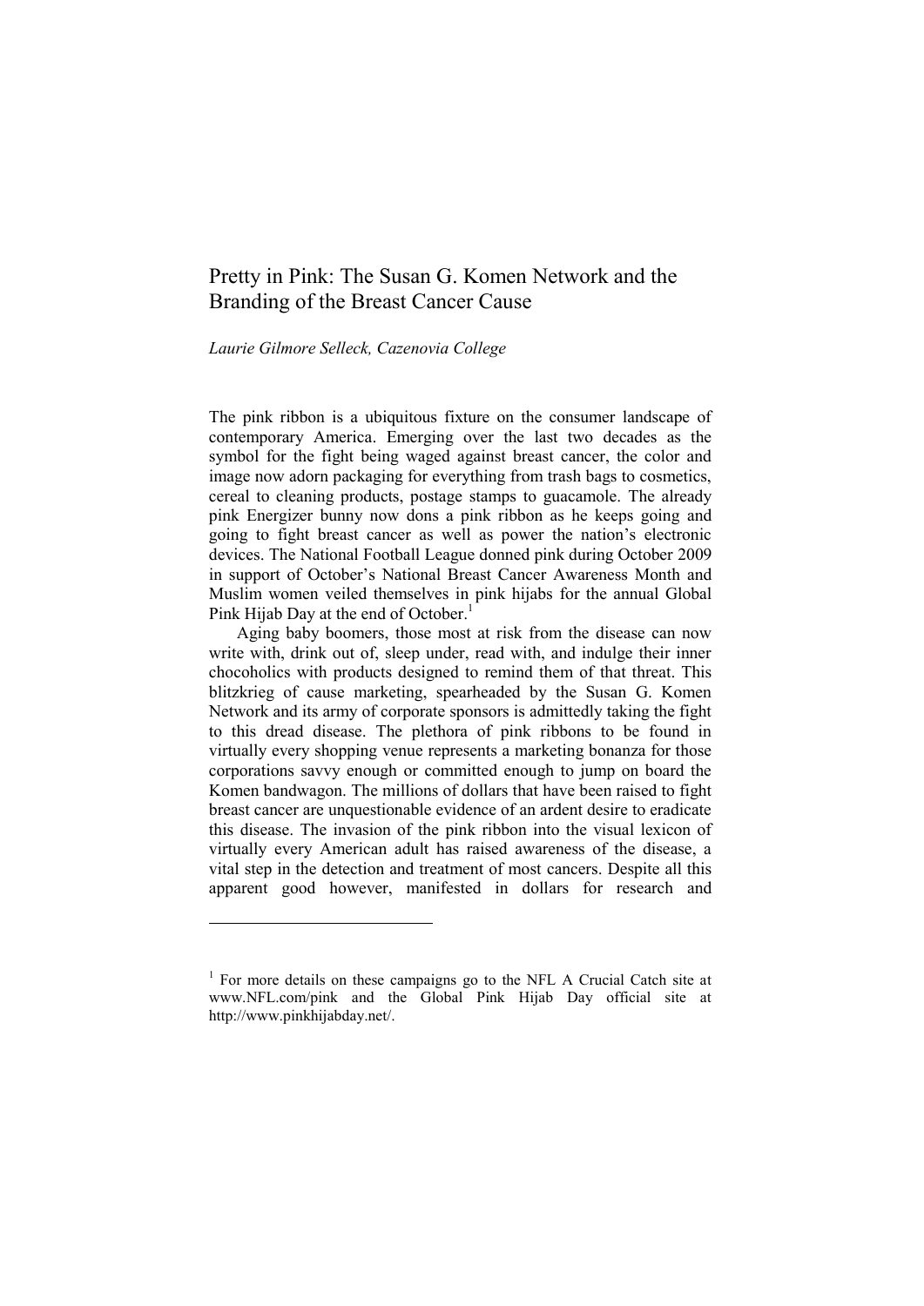# Pretty in Pink: The Susan G. Komen Network and the Branding of the Breast Cancer Cause

*Laurie Gilmore Selleck, Cazenovia College*

The pink ribbon is a ubiquitous fixture on the consumer landscape of contemporary America. Emerging over the last two decades as the symbol for the fight being waged against breast cancer, the color and image now adorn packaging for everything from trash bags to cosmetics, cereal to cleaning products, postage stamps to guacamole. The already pink Energizer bunny now dons a pink ribbon as he keeps going and going to fight breast cancer as well as power the nation's electronic devices. The National Football League donned pink during October 2009 in support of October's National Breast Cancer Awareness Month and Muslim women veiled themselves in pink hijabs for the annual Global Pink Hijab Day at the end of October.[1]

Aging baby boomers, those most at risk from the disease can now write with, drink out of, sleep under, read with, and indulge their inner chocoholics with products designed to remind them of that threat. This blitzkrieg of cause marketing, spearheaded by the Susan G. Komen Network and its army of corporate sponsors is admittedly taking the fight to this dread disease. The plethora of pink ribbons to be found in virtually every shopping venue represents a marketing bonanza for those corporations savvy enough or committed enough to jump on board the Komen bandwagon. The millions of dollars that have been raised to fight breast cancer are unquestionable evidence of an ardent desire to eradicate this disease. The invasion of the pink ribbon into the visual lexicon of virtually every American adult has raised awareness of the disease, a vital step in the detection and treatment of most cancers. Despite all this apparent good however, manifested in dollars for research and

---

[1] For more details on these campaigns go to the NFL A Crucial Catch site at www.NFL.com/pink and the Global Pink Hijab Day official site at http://www.pinkhijabday.net/.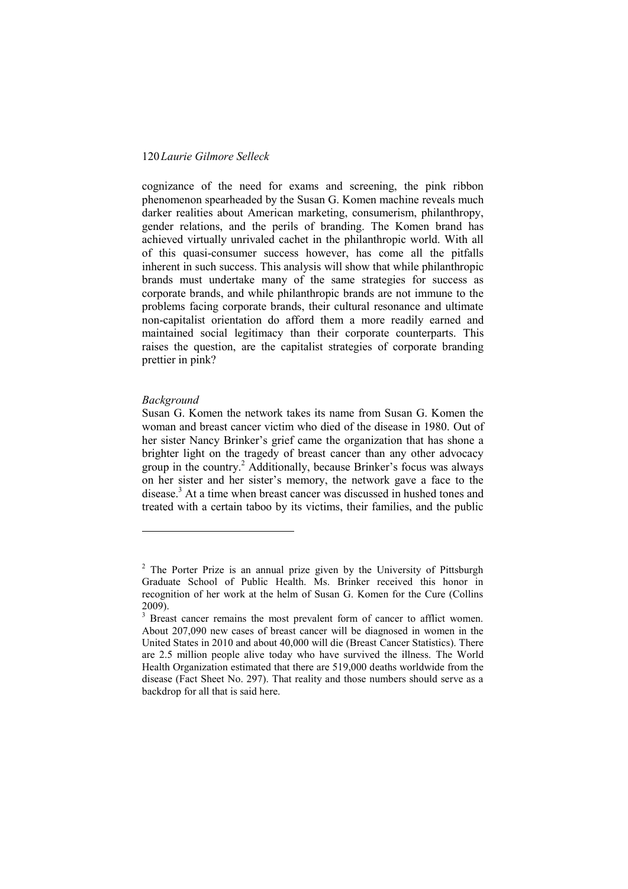cognizance of the need for exams and screening, the pink ribbon phenomenon spearheaded by the Susan G. Komen machine reveals much darker realities about American marketing, consumerism, philanthropy, gender relations, and the perils of branding. The Komen brand has achieved virtually unrivaled cachet in the philanthropic world. With all of this quasi-consumer success however, has come all the pitfalls inherent in such success. This analysis will show that while philanthropic brands must undertake many of the same strategies for success as corporate brands, and while philanthropic brands are not immune to the problems facing corporate brands, their cultural resonance and ultimate non-capitalist orientation do afford them a more readily earned and maintained social legitimacy than their corporate counterparts. This raises the question, are the capitalist strategies of corporate branding prettier in pink?

*Background*

Susan G. Komen the network takes its name from Susan G. Komen the woman and breast cancer victim who died of the disease in 1980. Out of her sister Nancy Brinker's grief came the organization that has shone a brighter light on the tragedy of breast cancer than any other advocacy group in the country.[2] Additionally, because Brinker's focus was always on her sister and her sister's memory, the network gave a face to the disease.[3] At a time when breast cancer was discussed in hushed tones and treated with a certain taboo by its victims, their families, and the public

---

[2] The Porter Prize is an annual prize given by the University of Pittsburgh Graduate School of Public Health. Ms. Brinker received this honor in recognition of her work at the helm of Susan G. Komen for the Cure (Collins 2009).

[3] Breast cancer remains the most prevalent form of cancer to afflict women. About 207,090 new cases of breast cancer will be diagnosed in women in the United States in 2010 and about 40,000 will die (Breast Cancer Statistics). There are 2.5 million people alive today who have survived the illness. The World Health Organization estimated that there are 519,000 deaths worldwide from the disease (Fact Sheet No. 297). That reality and those numbers should serve as a backdrop for all that is said here.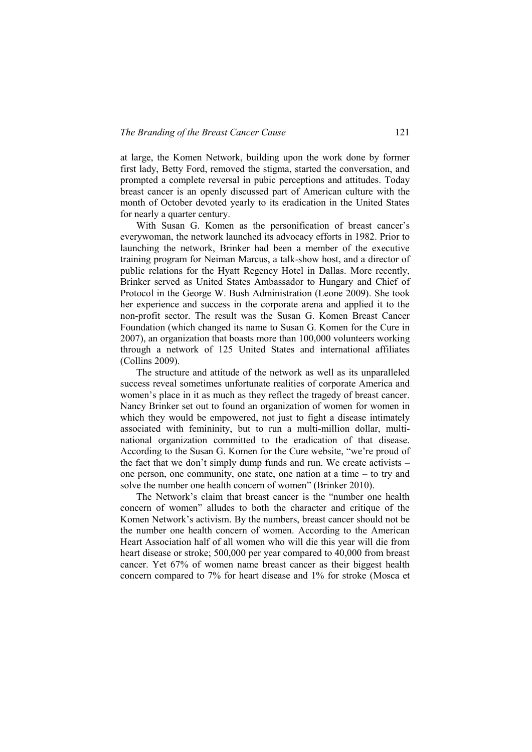at large, the Komen Network, building upon the work done by former first lady, Betty Ford, removed the stigma, started the conversation, and prompted a complete reversal in pubic perceptions and attitudes. Today breast cancer is an openly discussed part of American culture with the month of October devoted yearly to its eradication in the United States for nearly a quarter century.

With Susan G. Komen as the personification of breast cancer's everywoman, the network launched its advocacy efforts in 1982. Prior to launching the network, Brinker had been a member of the executive training program for Neiman Marcus, a talk-show host, and a director of public relations for the Hyatt Regency Hotel in Dallas. More recently, Brinker served as United States Ambassador to Hungary and Chief of Protocol in the George W. Bush Administration (Leone 2009). She took her experience and success in the corporate arena and applied it to the non-profit sector. The result was the Susan G. Komen Breast Cancer Foundation (which changed its name to Susan G. Komen for the Cure in 2007), an organization that boasts more than 100,000 volunteers working through a network of 125 United States and international affiliates (Collins 2009).

The structure and attitude of the network as well as its unparalleled success reveal sometimes unfortunate realities of corporate America and women's place in it as much as they reflect the tragedy of breast cancer. Nancy Brinker set out to found an organization of women for women in which they would be empowered, not just to fight a disease intimately associated with femininity, but to run a multi-million dollar, multi-national organization committed to the eradication of that disease. According to the Susan G. Komen for the Cure website, "we're proud of the fact that we don't simply dump funds and run. We create activists – one person, one community, one state, one nation at a time – to try and solve the number one health concern of women" (Brinker 2010).

The Network's claim that breast cancer is the "number one health concern of women" alludes to both the character and critique of the Komen Network's activism. By the numbers, breast cancer should not be the number one health concern of women. According to the American Heart Association half of all women who will die this year will die from heart disease or stroke; 500,000 per year compared to 40,000 from breast cancer. Yet 67% of women name breast cancer as their biggest health concern compared to 7% for heart disease and 1% for stroke (Mosca et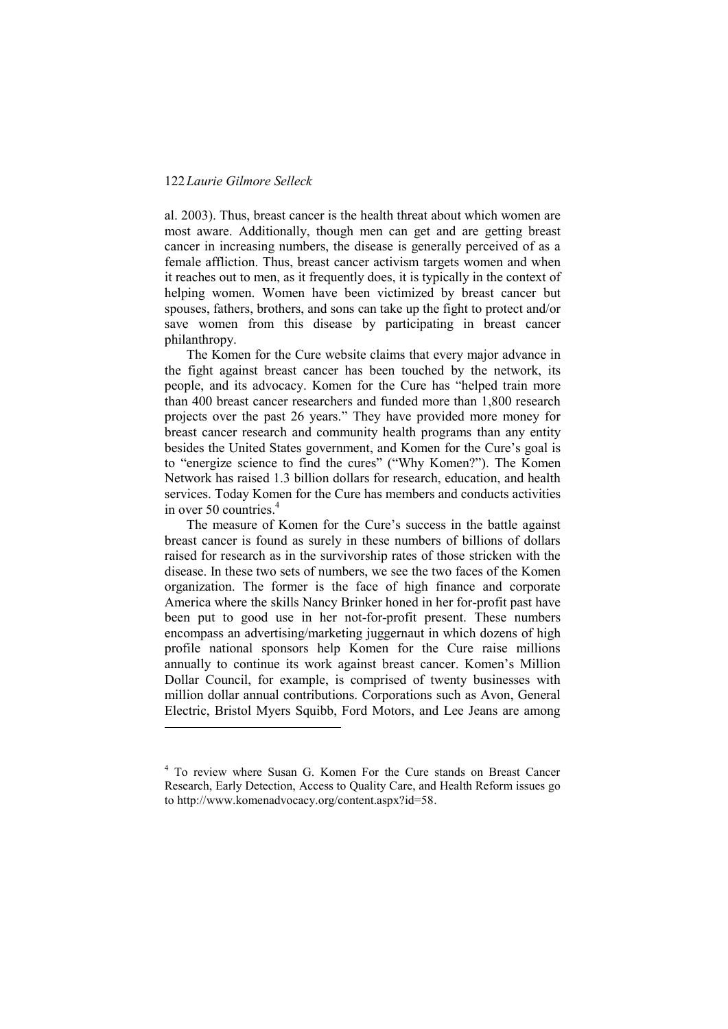al. 2003). Thus, breast cancer is the health threat about which women are most aware. Additionally, though men can get and are getting breast cancer in increasing numbers, the disease is generally perceived of as a female affliction. Thus, breast cancer activism targets women and when it reaches out to men, as it frequently does, it is typically in the context of helping women. Women have been victimized by breast cancer but spouses, fathers, brothers, and sons can take up the fight to protect and/or save women from this disease by participating in breast cancer philanthropy.

The Komen for the Cure website claims that every major advance in the fight against breast cancer has been touched by the network, its people, and its advocacy. Komen for the Cure has "helped train more than 400 breast cancer researchers and funded more than 1,800 research projects over the past 26 years." They have provided more money for breast cancer research and community health programs than any entity besides the United States government, and Komen for the Cure's goal is to "energize science to find the cures" ("Why Komen?"). The Komen Network has raised 1.3 billion dollars for research, education, and health services. Today Komen for the Cure has members and conducts activities in over 50 countries.[4]

The measure of Komen for the Cure's success in the battle against breast cancer is found as surely in these numbers of billions of dollars raised for research as in the survivorship rates of those stricken with the disease. In these two sets of numbers, we see the two faces of the Komen organization. The former is the face of high finance and corporate America where the skills Nancy Brinker honed in her for-profit past have been put to good use in her not-for-profit present. These numbers encompass an advertising/marketing juggernaut in which dozens of high profile national sponsors help Komen for the Cure raise millions annually to continue its work against breast cancer. Komen's Million Dollar Council, for example, is comprised of twenty businesses with million dollar annual contributions. Corporations such as Avon, General Electric, Bristol Myers Squibb, Ford Motors, and Lee Jeans are among

---

[4] To review where Susan G. Komen For the Cure stands on Breast Cancer Research, Early Detection, Access to Quality Care, and Health Reform issues go to http://www.komenadvocacy.org/content.aspx?id=58.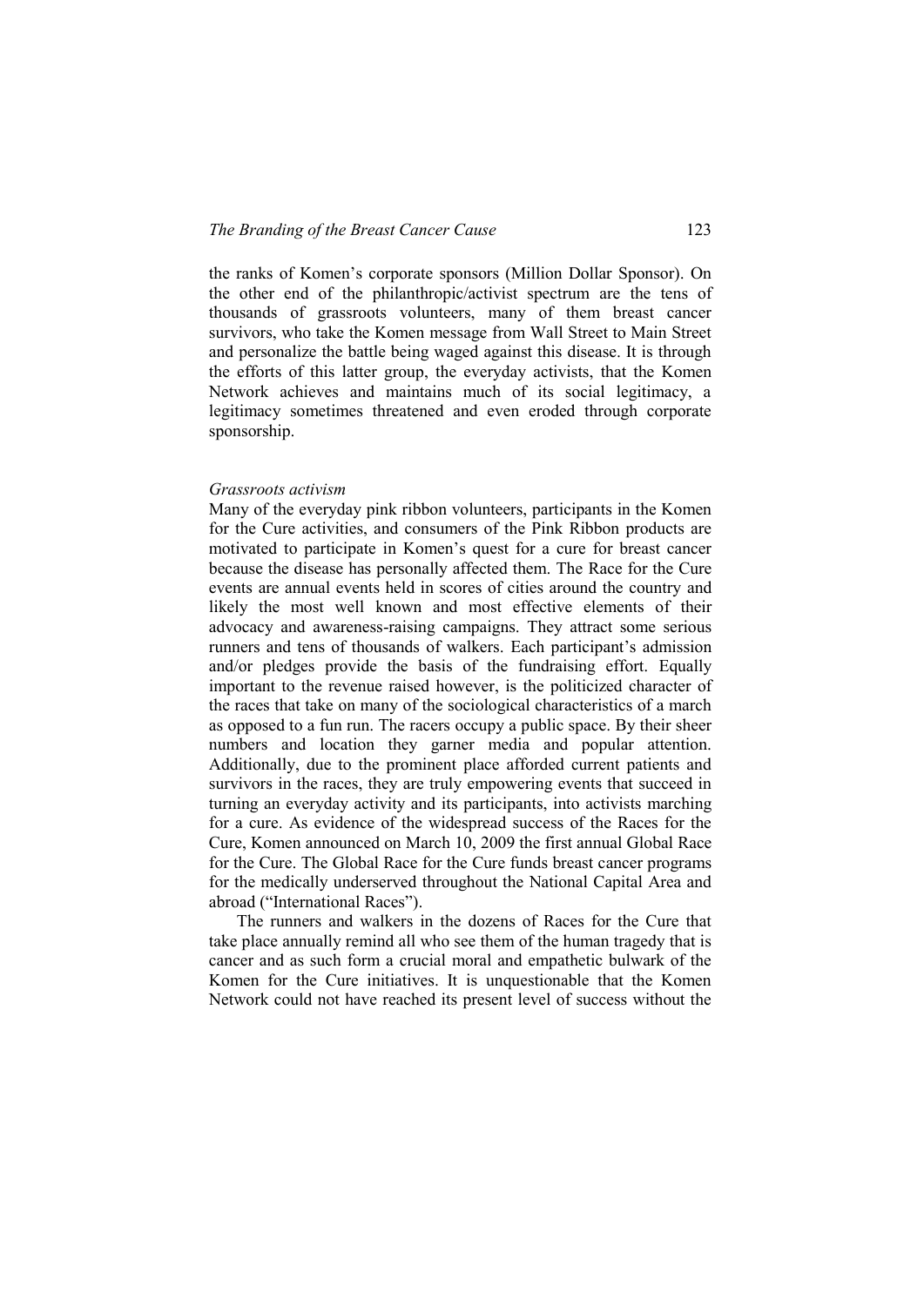the ranks of Komen's corporate sponsors (Million Dollar Sponsor). On the other end of the philanthropic/activist spectrum are the tens of thousands of grassroots volunteers, many of them breast cancer survivors, who take the Komen message from Wall Street to Main Street and personalize the battle being waged against this disease. It is through the efforts of this latter group, the everyday activists, that the Komen Network achieves and maintains much of its social legitimacy, a legitimacy sometimes threatened and even eroded through corporate sponsorship.

*Grassroots activism*

Many of the everyday pink ribbon volunteers, participants in the Komen for the Cure activities, and consumers of the Pink Ribbon products are motivated to participate in Komen's quest for a cure for breast cancer because the disease has personally affected them. The Race for the Cure events are annual events held in scores of cities around the country and likely the most well known and most effective elements of their advocacy and awareness-raising campaigns. They attract some serious runners and tens of thousands of walkers. Each participant's admission and/or pledges provide the basis of the fundraising effort. Equally important to the revenue raised however, is the politicized character of the races that take on many of the sociological characteristics of a march as opposed to a fun run. The racers occupy a public space. By their sheer numbers and location they garner media and popular attention. Additionally, due to the prominent place afforded current patients and survivors in the races, they are truly empowering events that succeed in turning an everyday activity and its participants, into activists marching for a cure. As evidence of the widespread success of the Races for the Cure, Komen announced on March 10, 2009 the first annual Global Race for the Cure. The Global Race for the Cure funds breast cancer programs for the medically underserved throughout the National Capital Area and abroad ("International Races").

The runners and walkers in the dozens of Races for the Cure that take place annually remind all who see them of the human tragedy that is cancer and as such form a crucial moral and empathetic bulwark of the Komen for the Cure initiatives. It is unquestionable that the Komen Network could not have reached its present level of success without the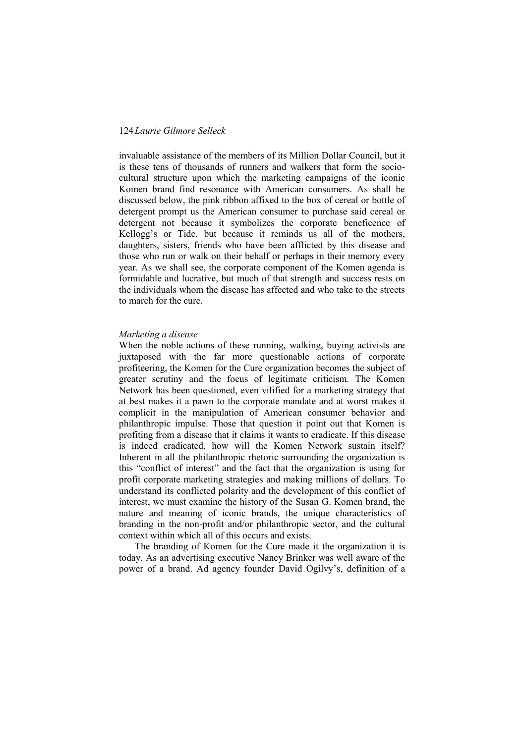invaluable assistance of the members of its Million Dollar Council, but it is these tens of thousands of runners and walkers that form the socio-cultural structure upon which the marketing campaigns of the iconic Komen brand find resonance with American consumers. As shall be discussed below, the pink ribbon affixed to the box of cereal or bottle of detergent prompt us the American consumer to purchase said cereal or detergent not because it symbolizes the corporate beneficence of Kellogg's or Tide, but because it reminds us all of the mothers, daughters, sisters, friends who have been afflicted by this disease and those who run or walk on their behalf or perhaps in their memory every year. As we shall see, the corporate component of the Komen agenda is formidable and lucrative, but much of that strength and success rests on the individuals whom the disease has affected and who take to the streets to march for the cure.

*Marketing a disease*

When the noble actions of these running, walking, buying activists are juxtaposed with the far more questionable actions of corporate profiteering, the Komen for the Cure organization becomes the subject of greater scrutiny and the focus of legitimate criticism. The Komen Network has been questioned, even vilified for a marketing strategy that at best makes it a pawn to the corporate mandate and at worst makes it complicit in the manipulation of American consumer behavior and philanthropic impulse. Those that question it point out that Komen is profiting from a disease that it claims it wants to eradicate. If this disease is indeed eradicated, how will the Komen Network sustain itself? Inherent in all the philanthropic rhetoric surrounding the organization is this "conflict of interest" and the fact that the organization is using for profit corporate marketing strategies and making millions of dollars. To understand its conflicted polarity and the development of this conflict of interest, we must examine the history of the Susan G. Komen brand, the nature and meaning of iconic brands, the unique characteristics of branding in the non-profit and/or philanthropic sector, and the cultural context within which all of this occurs and exists.

The branding of Komen for the Cure made it the organization it is today. As an advertising executive Nancy Brinker was well aware of the power of a brand. Ad agency founder David Ogilvy's, definition of a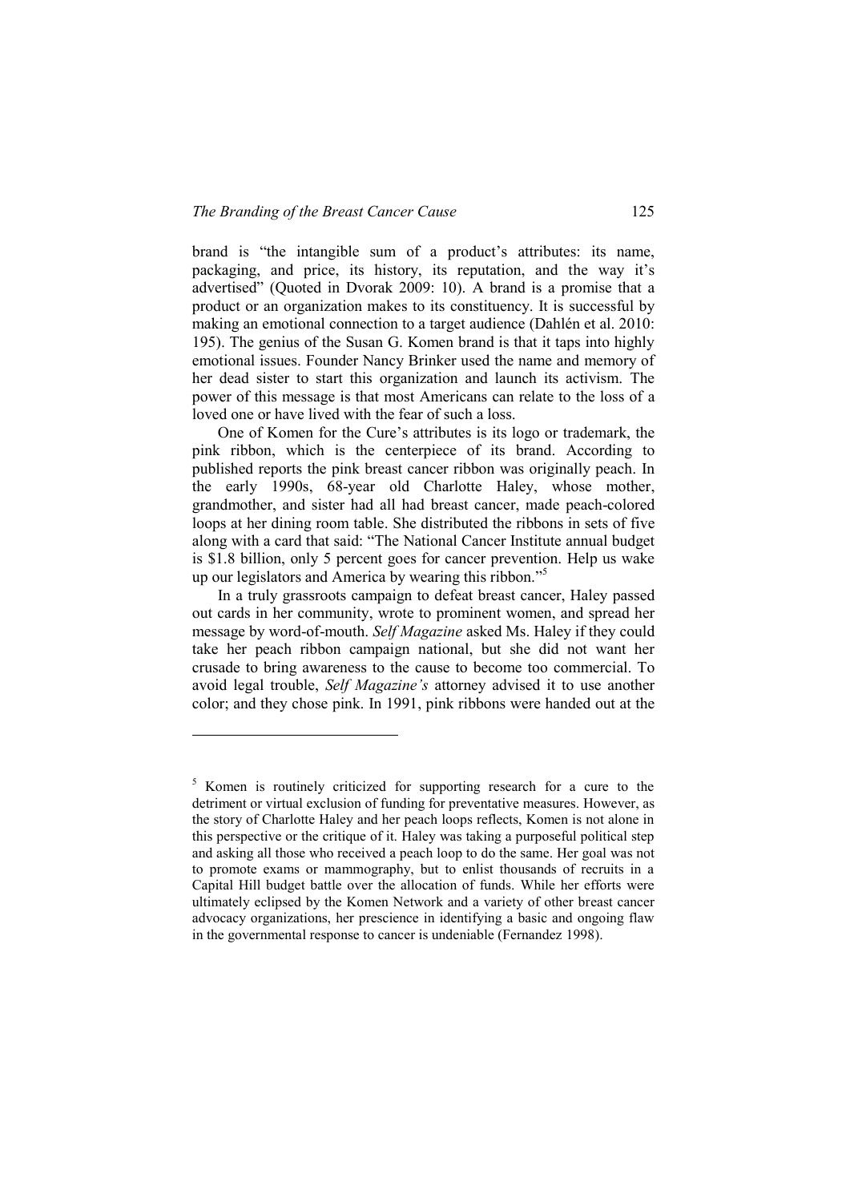brand is "the intangible sum of a product's attributes: its name, packaging, and price, its history, its reputation, and the way it's advertised" (Quoted in Dvorak 2009: 10). A brand is a promise that a product or an organization makes to its constituency. It is successful by making an emotional connection to a target audience (Dahlén et al. 2010: 195). The genius of the Susan G. Komen brand is that it taps into highly emotional issues. Founder Nancy Brinker used the name and memory of her dead sister to start this organization and launch its activism. The power of this message is that most Americans can relate to the loss of a loved one or have lived with the fear of such a loss.

One of Komen for the Cure's attributes is its logo or trademark, the pink ribbon, which is the centerpiece of its brand. According to published reports the pink breast cancer ribbon was originally peach. In the early 1990s, 68-year old Charlotte Haley, whose mother, grandmother, and sister had all had breast cancer, made peach-colored loops at her dining room table. She distributed the ribbons in sets of five along with a card that said: "The National Cancer Institute annual budget is $1.8 billion, only 5 percent goes for cancer prevention. Help us wake up our legislators and America by wearing this ribbon."[5]

In a truly grassroots campaign to defeat breast cancer, Haley passed out cards in her community, wrote to prominent women, and spread her message by word-of-mouth. *Self Magazine* asked Ms. Haley if they could take her peach ribbon campaign national, but she did not want her crusade to bring awareness to the cause to become too commercial. To avoid legal trouble, *Self Magazine's* attorney advised it to use another color; and they chose pink. In 1991, pink ribbons were handed out at the

---

[5] Komen is routinely criticized for supporting research for a cure to the detriment or virtual exclusion of funding for preventative measures. However, as the story of Charlotte Haley and her peach loops reflects, Komen is not alone in this perspective or the critique of it. Haley was taking a purposeful political step and asking all those who received a peach loop to do the same. Her goal was not to promote exams or mammography, but to enlist thousands of recruits in a Capital Hill budget battle over the allocation of funds. While her efforts were ultimately eclipsed by the Komen Network and a variety of other breast cancer advocacy organizations, her prescience in identifying a basic and ongoing flaw in the governmental response to cancer is undeniable (Fernandez 1998).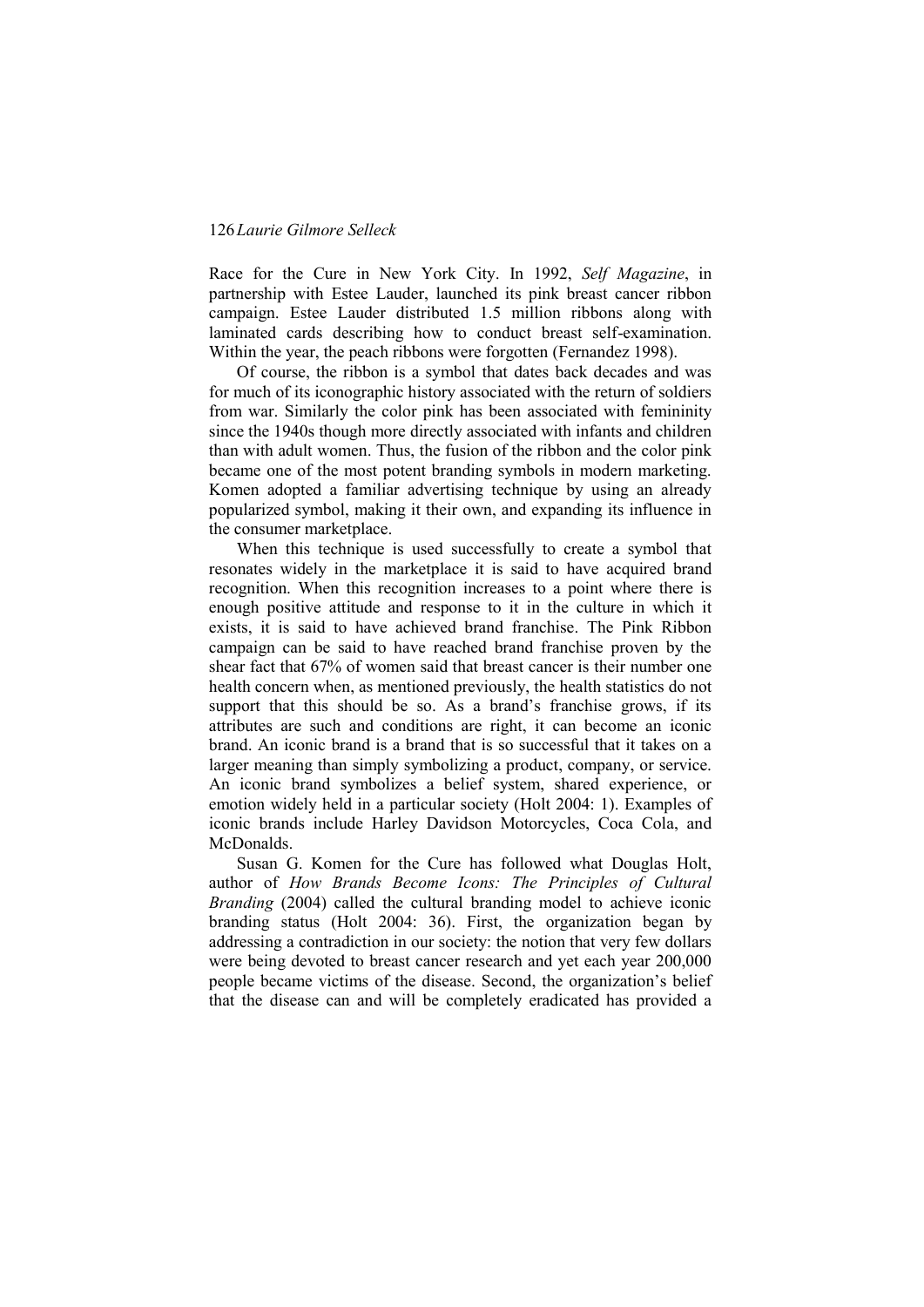Race for the Cure in New York City. In 1992, *Self Magazine*, in partnership with Estee Lauder, launched its pink breast cancer ribbon campaign. Estee Lauder distributed 1.5 million ribbons along with laminated cards describing how to conduct breast self-examination. Within the year, the peach ribbons were forgotten (Fernandez 1998).

Of course, the ribbon is a symbol that dates back decades and was for much of its iconographic history associated with the return of soldiers from war. Similarly the color pink has been associated with femininity since the 1940s though more directly associated with infants and children than with adult women. Thus, the fusion of the ribbon and the color pink became one of the most potent branding symbols in modern marketing. Komen adopted a familiar advertising technique by using an already popularized symbol, making it their own, and expanding its influence in the consumer marketplace.

When this technique is used successfully to create a symbol that resonates widely in the marketplace it is said to have acquired brand recognition. When this recognition increases to a point where there is enough positive attitude and response to it in the culture in which it exists, it is said to have achieved brand franchise. The Pink Ribbon campaign can be said to have reached brand franchise proven by the shear fact that 67% of women said that breast cancer is their number one health concern when, as mentioned previously, the health statistics do not support that this should be so. As a brand's franchise grows, if its attributes are such and conditions are right, it can become an iconic brand. An iconic brand is a brand that is so successful that it takes on a larger meaning than simply symbolizing a product, company, or service. An iconic brand symbolizes a belief system, shared experience, or emotion widely held in a particular society (Holt 2004: 1). Examples of iconic brands include Harley Davidson Motorcycles, Coca Cola, and McDonalds.

Susan G. Komen for the Cure has followed what Douglas Holt, author of *How Brands Become Icons: The Principles of Cultural Branding* (2004) called the cultural branding model to achieve iconic branding status (Holt 2004: 36). First, the organization began by addressing a contradiction in our society: the notion that very few dollars were being devoted to breast cancer research and yet each year 200,000 people became victims of the disease. Second, the organization's belief that the disease can and will be completely eradicated has provided a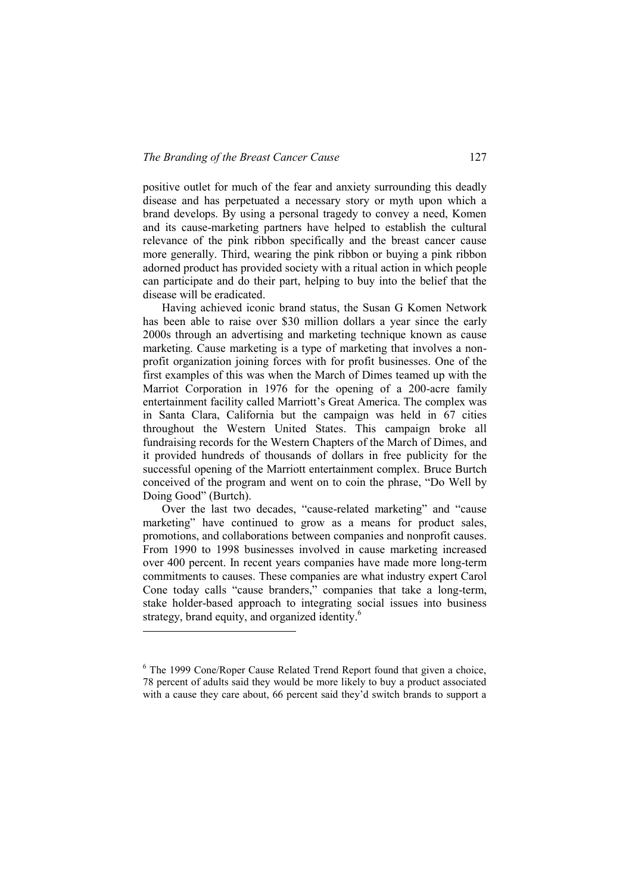positive outlet for much of the fear and anxiety surrounding this deadly disease and has perpetuated a necessary story or myth upon which a brand develops. By using a personal tragedy to convey a need, Komen and its cause-marketing partners have helped to establish the cultural relevance of the pink ribbon specifically and the breast cancer cause more generally. Third, wearing the pink ribbon or buying a pink ribbon adorned product has provided society with a ritual action in which people can participate and do their part, helping to buy into the belief that the disease will be eradicated.

Having achieved iconic brand status, the Susan G Komen Network has been able to raise over $30 million dollars a year since the early 2000s through an advertising and marketing technique known as cause marketing. Cause marketing is a type of marketing that involves a non-profit organization joining forces with for profit businesses. One of the first examples of this was when the March of Dimes teamed up with the Marriot Corporation in 1976 for the opening of a 200-acre family entertainment facility called Marriott's Great America. The complex was in Santa Clara, California but the campaign was held in 67 cities throughout the Western United States. This campaign broke all fundraising records for the Western Chapters of the March of Dimes, and it provided hundreds of thousands of dollars in free publicity for the successful opening of the Marriott entertainment complex. Bruce Burtch conceived of the program and went on to coin the phrase, "Do Well by Doing Good" (Burtch).

Over the last two decades, "cause-related marketing" and "cause marketing" have continued to grow as a means for product sales, promotions, and collaborations between companies and nonprofit causes. From 1990 to 1998 businesses involved in cause marketing increased over 400 percent. In recent years companies have made more long-term commitments to causes. These companies are what industry expert Carol Cone today calls "cause branders," companies that take a long-term, stake holder-based approach to integrating social issues into business strategy, brand equity, and organized identity.[6]

---

[6] The 1999 Cone/Roper Cause Related Trend Report found that given a choice, 78 percent of adults said they would be more likely to buy a product associated with a cause they care about, 66 percent said they'd switch brands to support a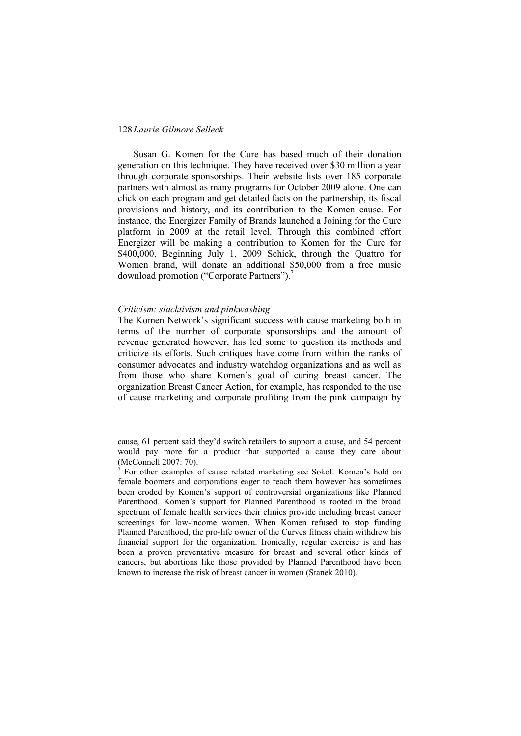Susan G. Komen for the Cure has based much of their donation generation on this technique. They have received over $30 million a year through corporate sponsorships. Their website lists over 185 corporate partners with almost as many programs for October 2009 alone. One can click on each program and get detailed facts on the partnership, its fiscal provisions and history, and its contribution to the Komen cause. For instance, the Energizer Family of Brands launched a Joining for the Cure platform in 2009 at the retail level. Through this combined effort Energizer will be making a contribution to Komen for the Cure for $400,000. Beginning July 1, 2009 Schick, through the Quattro for Women brand, will donate an additional $50,000 from a free music download promotion ("Corporate Partners").[7]

*Criticism: slacktivism and pinkwashing*

The Komen Network's significant success with cause marketing both in terms of the number of corporate sponsorships and the amount of revenue generated however, has led some to question its methods and criticize its efforts. Such critiques have come from within the ranks of consumer advocates and industry watchdog organizations and as well as from those who share Komen's goal of curing breast cancer. The organization Breast Cancer Action, for example, has responded to the use of cause marketing and corporate profiting from the pink campaign by

---

cause, 61 percent said they'd switch retailers to support a cause, and 54 percent would pay more for a product that supported a cause they care about (McConnell 2007: 70).

[7] For other examples of cause related marketing see Sokol. Komen's hold on female boomers and corporations eager to reach them however has sometimes been eroded by Komen's support of controversial organizations like Planned Parenthood. Komen's support for Planned Parenthood is rooted in the broad spectrum of female health services their clinics provide including breast cancer screenings for low-income women. When Komen refused to stop funding Planned Parenthood, the pro-life owner of the Curves fitness chain withdrew his financial support for the organization. Ironically, regular exercise is and has been a proven preventative measure for breast and several other kinds of cancers, but abortions like those provided by Planned Parenthood have been known to increase the risk of breast cancer in women (Stanek 2010).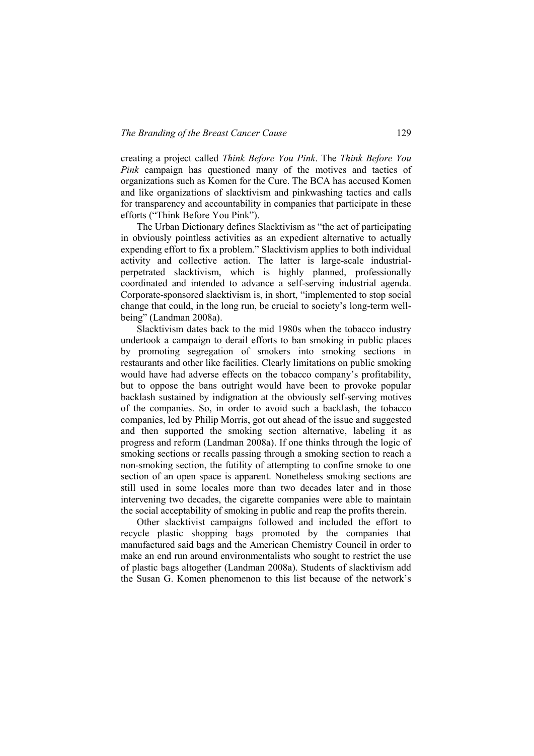creating a project called *Think Before You Pink*. The *Think Before You Pink* campaign has questioned many of the motives and tactics of organizations such as Komen for the Cure. The BCA has accused Komen and like organizations of slacktivism and pinkwashing tactics and calls for transparency and accountability in companies that participate in these efforts ("Think Before You Pink").

The Urban Dictionary defines Slacktivism as "the act of participating in obviously pointless activities as an expedient alternative to actually expending effort to fix a problem." Slacktivism applies to both individual activity and collective action. The latter is large-scale industrial-perpetrated slacktivism, which is highly planned, professionally coordinated and intended to advance a self-serving industrial agenda. Corporate-sponsored slacktivism is, in short, "implemented to stop social change that could, in the long run, be crucial to society's long-term well-being" (Landman 2008a).

Slacktivism dates back to the mid 1980s when the tobacco industry undertook a campaign to derail efforts to ban smoking in public places by promoting segregation of smokers into smoking sections in restaurants and other like facilities. Clearly limitations on public smoking would have had adverse effects on the tobacco company's profitability, but to oppose the bans outright would have been to provoke popular backlash sustained by indignation at the obviously self-serving motives of the companies. So, in order to avoid such a backlash, the tobacco companies, led by Philip Morris, got out ahead of the issue and suggested and then supported the smoking section alternative, labeling it as progress and reform (Landman 2008a). If one thinks through the logic of smoking sections or recalls passing through a smoking section to reach a non-smoking section, the futility of attempting to confine smoke to one section of an open space is apparent. Nonetheless smoking sections are still used in some locales more than two decades later and in those intervening two decades, the cigarette companies were able to maintain the social acceptability of smoking in public and reap the profits therein.

Other slacktivist campaigns followed and included the effort to recycle plastic shopping bags promoted by the companies that manufactured said bags and the American Chemistry Council in order to make an end run around environmentalists who sought to restrict the use of plastic bags altogether (Landman 2008a). Students of slacktivism add the Susan G. Komen phenomenon to this list because of the network's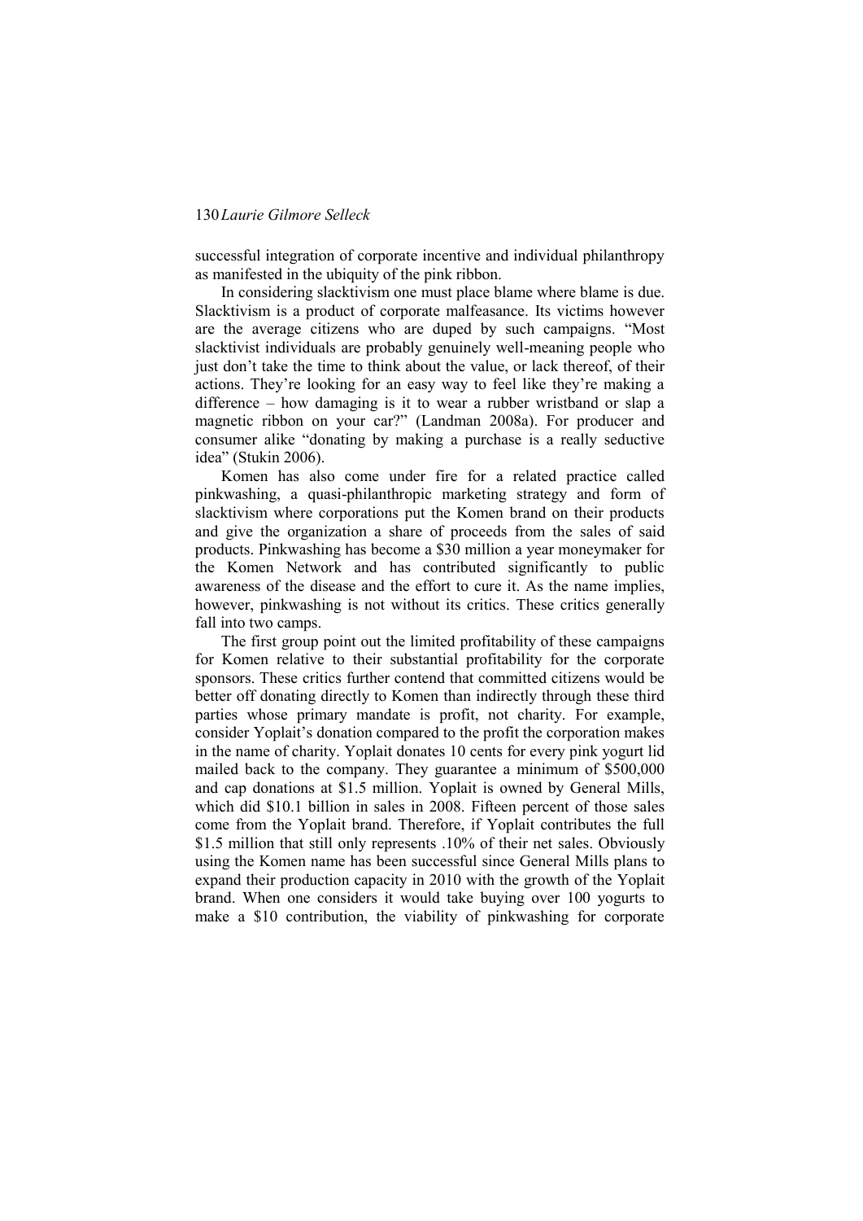successful integration of corporate incentive and individual philanthropy as manifested in the ubiquity of the pink ribbon.

In considering slacktivism one must place blame where blame is due. Slacktivism is a product of corporate malfeasance. Its victims however are the average citizens who are duped by such campaigns. "Most slacktivist individuals are probably genuinely well-meaning people who just don't take the time to think about the value, or lack thereof, of their actions. They're looking for an easy way to feel like they're making a difference – how damaging is it to wear a rubber wristband or slap a magnetic ribbon on your car?" (Landman 2008a). For producer and consumer alike "donating by making a purchase is a really seductive idea" (Stukin 2006).

Komen has also come under fire for a related practice called pinkwashing, a quasi-philanthropic marketing strategy and form of slacktivism where corporations put the Komen brand on their products and give the organization a share of proceeds from the sales of said products. Pinkwashing has become a $30 million a year moneymaker for the Komen Network and has contributed significantly to public awareness of the disease and the effort to cure it. As the name implies, however, pinkwashing is not without its critics. These critics generally fall into two camps.

The first group point out the limited profitability of these campaigns for Komen relative to their substantial profitability for the corporate sponsors. These critics further contend that committed citizens would be better off donating directly to Komen than indirectly through these third parties whose primary mandate is profit, not charity. For example, consider Yoplait's donation compared to the profit the corporation makes in the name of charity. Yoplait donates 10 cents for every pink yogurt lid mailed back to the company. They guarantee a minimum of $500,000 and cap donations at $1.5 million. Yoplait is owned by General Mills, which did $10.1 billion in sales in 2008. Fifteen percent of those sales come from the Yoplait brand. Therefore, if Yoplait contributes the full $1.5 million that still only represents .10% of their net sales. Obviously using the Komen name has been successful since General Mills plans to expand their production capacity in 2010 with the growth of the Yoplait brand. When one considers it would take buying over 100 yogurts to make a $10 contribution, the viability of pinkwashing for corporate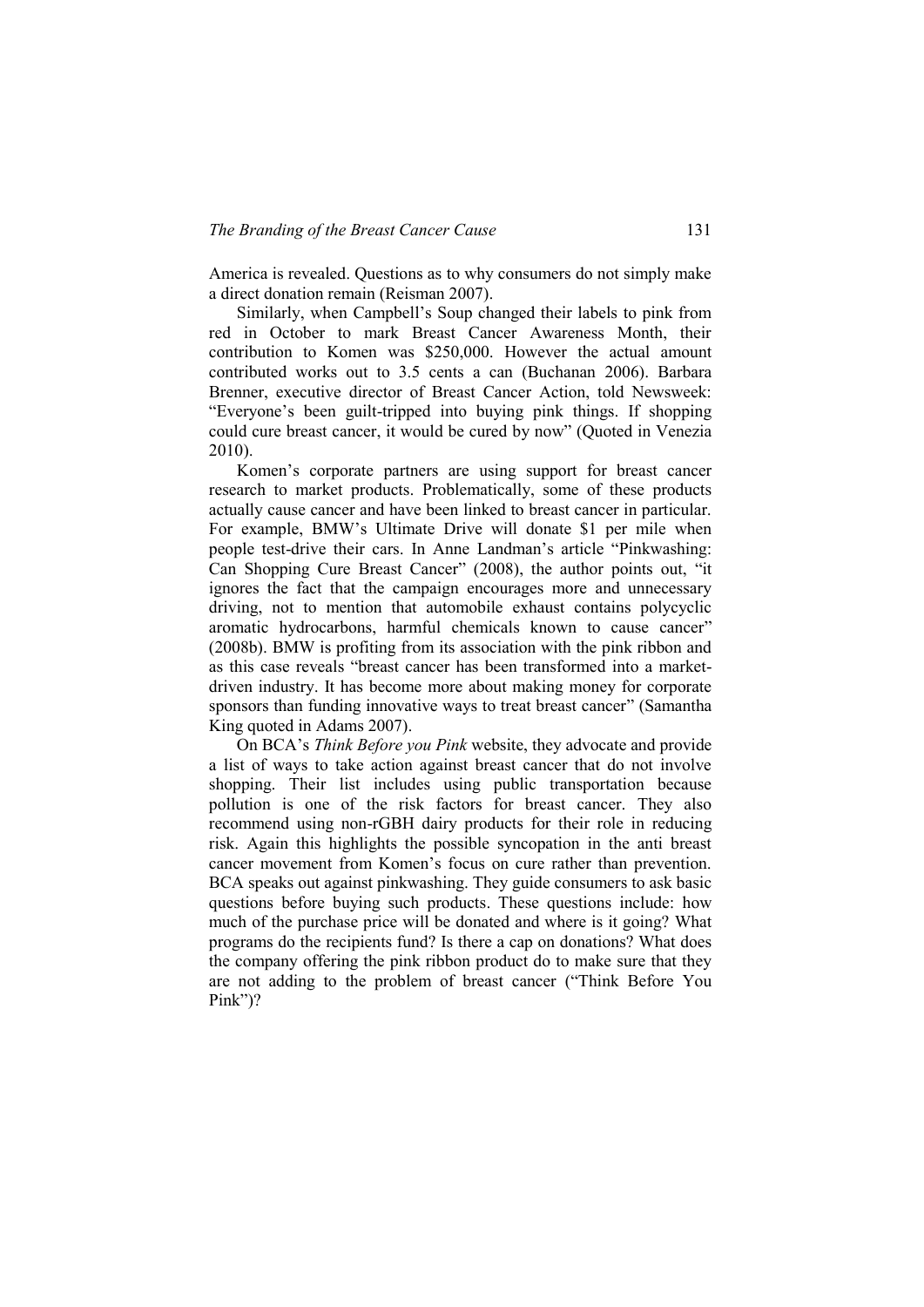America is revealed. Questions as to why consumers do not simply make a direct donation remain (Reisman 2007).

Similarly, when Campbell's Soup changed their labels to pink from red in October to mark Breast Cancer Awareness Month, their contribution to Komen was $250,000. However the actual amount contributed works out to 3.5 cents a can (Buchanan 2006). Barbara Brenner, executive director of Breast Cancer Action, told Newsweek: "Everyone's been guilt-tripped into buying pink things. If shopping could cure breast cancer, it would be cured by now" (Quoted in Venezia 2010).

Komen's corporate partners are using support for breast cancer research to market products. Problematically, some of these products actually cause cancer and have been linked to breast cancer in particular. For example, BMW's Ultimate Drive will donate $1 per mile when people test-drive their cars. In Anne Landman's article "Pinkwashing: Can Shopping Cure Breast Cancer" (2008), the author points out, "it ignores the fact that the campaign encourages more and unnecessary driving, not to mention that automobile exhaust contains polycyclic aromatic hydrocarbons, harmful chemicals known to cause cancer" (2008b). BMW is profiting from its association with the pink ribbon and as this case reveals "breast cancer has been transformed into a market-driven industry. It has become more about making money for corporate sponsors than funding innovative ways to treat breast cancer" (Samantha King quoted in Adams 2007).

On BCA's *Think Before you Pink* website, they advocate and provide a list of ways to take action against breast cancer that do not involve shopping. Their list includes using public transportation because pollution is one of the risk factors for breast cancer. They also recommend using non-rGBH dairy products for their role in reducing risk. Again this highlights the possible syncopation in the anti breast cancer movement from Komen's focus on cure rather than prevention. BCA speaks out against pinkwashing. They guide consumers to ask basic questions before buying such products. These questions include: how much of the purchase price will be donated and where is it going? What programs do the recipients fund? Is there a cap on donations? What does the company offering the pink ribbon product do to make sure that they are not adding to the problem of breast cancer ("Think Before You Pink")?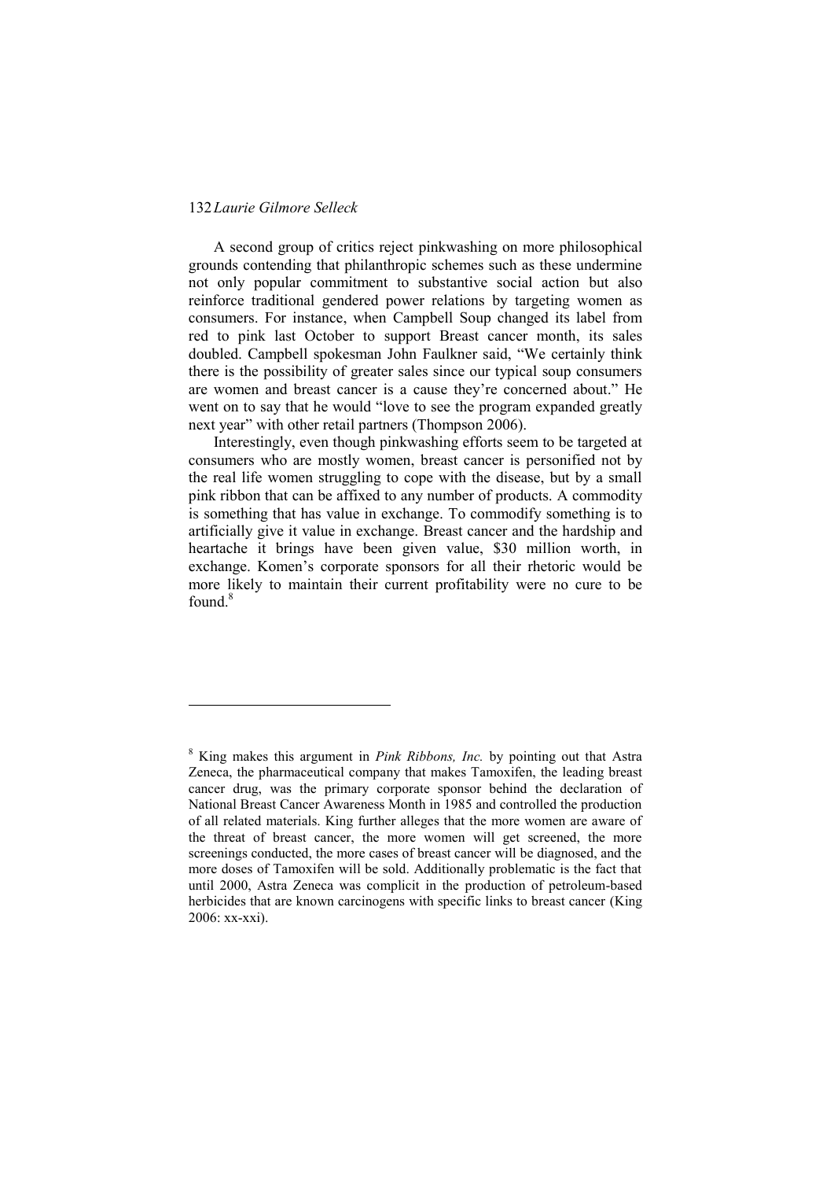A second group of critics reject pinkwashing on more philosophical grounds contending that philanthropic schemes such as these undermine not only popular commitment to substantive social action but also reinforce traditional gendered power relations by targeting women as consumers. For instance, when Campbell Soup changed its label from red to pink last October to support Breast cancer month, its sales doubled. Campbell spokesman John Faulkner said, "We certainly think there is the possibility of greater sales since our typical soup consumers are women and breast cancer is a cause they're concerned about." He went on to say that he would "love to see the program expanded greatly next year" with other retail partners (Thompson 2006).

Interestingly, even though pinkwashing efforts seem to be targeted at consumers who are mostly women, breast cancer is personified not by the real life women struggling to cope with the disease, but by a small pink ribbon that can be affixed to any number of products. A commodity is something that has value in exchange. To commodify something is to artificially give it value in exchange. Breast cancer and the hardship and heartache it brings have been given value, $30 million worth, in exchange. Komen's corporate sponsors for all their rhetoric would be more likely to maintain their current profitability were no cure to be found.[8]

---

[8] King makes this argument in *Pink Ribbons, Inc.* by pointing out that Astra Zeneca, the pharmaceutical company that makes Tamoxifen, the leading breast cancer drug, was the primary corporate sponsor behind the declaration of National Breast Cancer Awareness Month in 1985 and controlled the production of all related materials. King further alleges that the more women are aware of the threat of breast cancer, the more women will get screened, the more screenings conducted, the more cases of breast cancer will be diagnosed, and the more doses of Tamoxifen will be sold. Additionally problematic is the fact that until 2000, Astra Zeneca was complicit in the production of petroleum-based herbicides that are known carcinogens with specific links to breast cancer (King 2006: xx-xxi).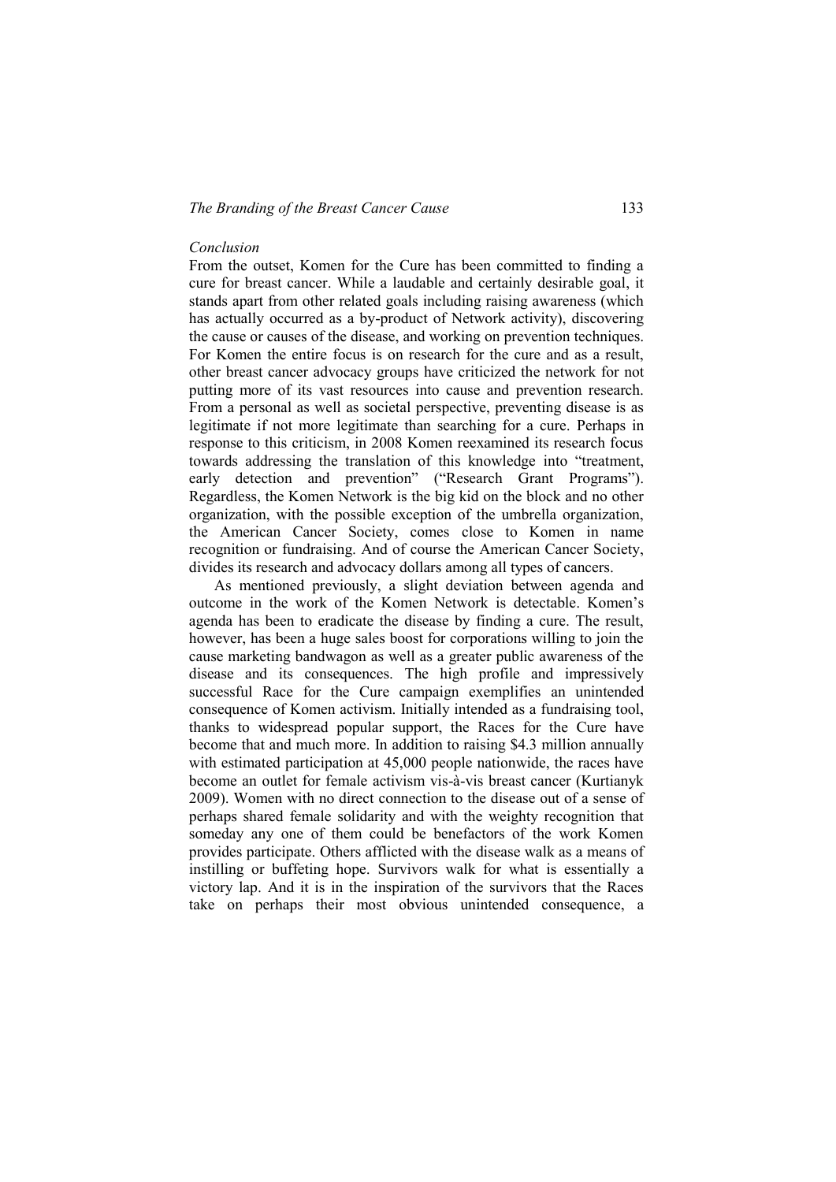*Conclusion*

From the outset, Komen for the Cure has been committed to finding a cure for breast cancer. While a laudable and certainly desirable goal, it stands apart from other related goals including raising awareness (which has actually occurred as a by-product of Network activity), discovering the cause or causes of the disease, and working on prevention techniques. For Komen the entire focus is on research for the cure and as a result, other breast cancer advocacy groups have criticized the network for not putting more of its vast resources into cause and prevention research. From a personal as well as societal perspective, preventing disease is as legitimate if not more legitimate than searching for a cure. Perhaps in response to this criticism, in 2008 Komen reexamined its research focus towards addressing the translation of this knowledge into "treatment, early detection and prevention" ("Research Grant Programs"). Regardless, the Komen Network is the big kid on the block and no other organization, with the possible exception of the umbrella organization, the American Cancer Society, comes close to Komen in name recognition or fundraising. And of course the American Cancer Society, divides its research and advocacy dollars among all types of cancers.

As mentioned previously, a slight deviation between agenda and outcome in the work of the Komen Network is detectable. Komen's agenda has been to eradicate the disease by finding a cure. The result, however, has been a huge sales boost for corporations willing to join the cause marketing bandwagon as well as a greater public awareness of the disease and its consequences. The high profile and impressively successful Race for the Cure campaign exemplifies an unintended consequence of Komen activism. Initially intended as a fundraising tool, thanks to widespread popular support, the Races for the Cure have become that and much more. In addition to raising $4.3 million annually with estimated participation at 45,000 people nationwide, the races have become an outlet for female activism vis-à-vis breast cancer (Kurtianyk 2009). Women with no direct connection to the disease out of a sense of perhaps shared female solidarity and with the weighty recognition that someday any one of them could be benefactors of the work Komen provides participate. Others afflicted with the disease walk as a means of instilling or buffeting hope. Survivors walk for what is essentially a victory lap. And it is in the inspiration of the survivors that the Races take on perhaps their most obvious unintended consequence, a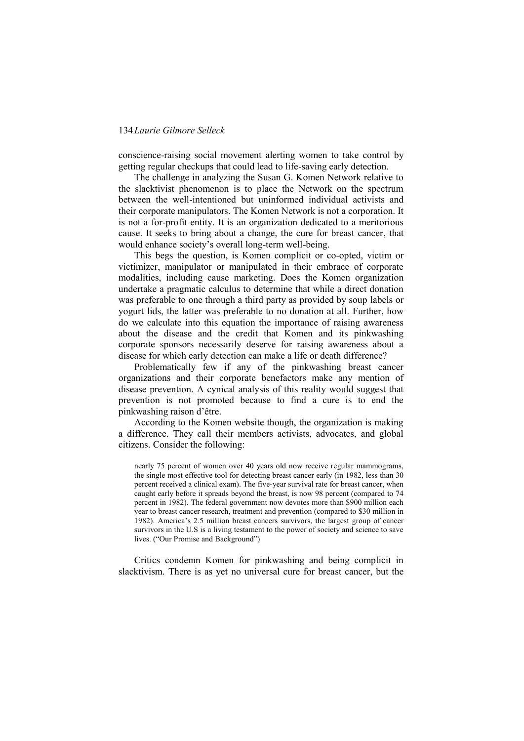conscience-raising social movement alerting women to take control by getting regular checkups that could lead to life-saving early detection.

The challenge in analyzing the Susan G. Komen Network relative to the slacktivist phenomenon is to place the Network on the spectrum between the well-intentioned but uninformed individual activists and their corporate manipulators. The Komen Network is not a corporation. It is not a for-profit entity. It is an organization dedicated to a meritorious cause. It seeks to bring about a change, the cure for breast cancer, that would enhance society's overall long-term well-being.

This begs the question, is Komen complicit or co-opted, victim or victimizer, manipulator or manipulated in their embrace of corporate modalities, including cause marketing. Does the Komen organization undertake a pragmatic calculus to determine that while a direct donation was preferable to one through a third party as provided by soup labels or yogurt lids, the latter was preferable to no donation at all. Further, how do we calculate into this equation the importance of raising awareness about the disease and the credit that Komen and its pinkwashing corporate sponsors necessarily deserve for raising awareness about a disease for which early detection can make a life or death difference?

Problematically few if any of the pinkwashing breast cancer organizations and their corporate benefactors make any mention of disease prevention. A cynical analysis of this reality would suggest that prevention is not promoted because to find a cure is to end the pinkwashing raison d'être.

According to the Komen website though, the organization is making a difference. They call their members activists, advocates, and global citizens. Consider the following:

> nearly 75 percent of women over 40 years old now receive regular mammograms, the single most effective tool for detecting breast cancer early (in 1982, less than 30 percent received a clinical exam). The five-year survival rate for breast cancer, when caught early before it spreads beyond the breast, is now 98 percent (compared to 74 percent in 1982). The federal government now devotes more than $900 million each year to breast cancer research, treatment and prevention (compared to $30 million in 1982). America's 2.5 million breast cancers survivors, the largest group of cancer survivors in the U.S is a living testament to the power of society and science to save lives. ("Our Promise and Background")

Critics condemn Komen for pinkwashing and being complicit in slacktivism. There is as yet no universal cure for breast cancer, but the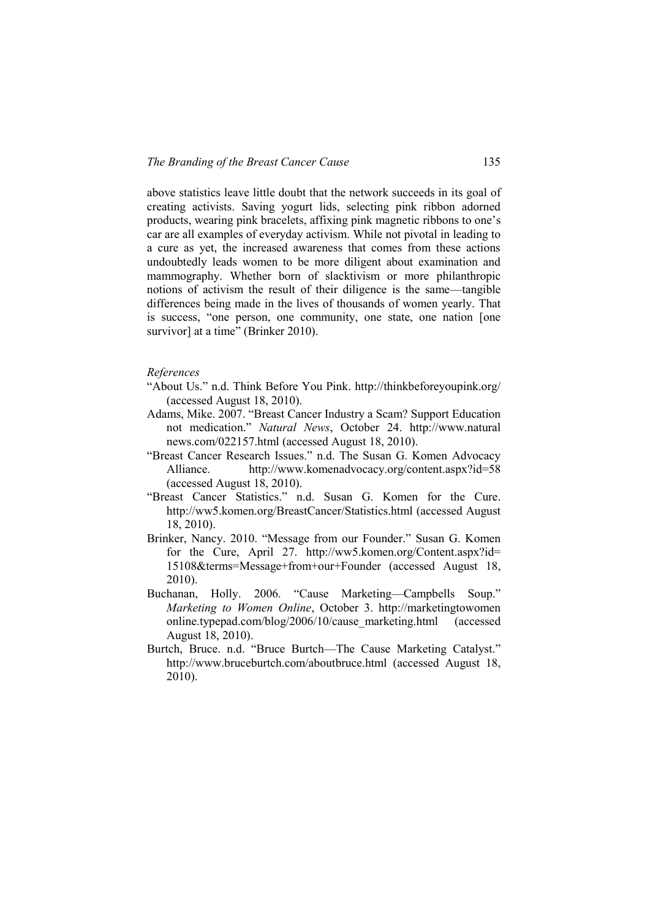above statistics leave little doubt that the network succeeds in its goal of creating activists. Saving yogurt lids, selecting pink ribbon adorned products, wearing pink bracelets, affixing pink magnetic ribbons to one's car are all examples of everyday activism. While not pivotal in leading to a cure as yet, the increased awareness that comes from these actions undoubtedly leads women to be more diligent about examination and mammography. Whether born of slacktivism or more philanthropic notions of activism the result of their diligence is the same—tangible differences being made in the lives of thousands of women yearly. That is success, "one person, one community, one state, one nation [one survivor] at a time" (Brinker 2010).

*References*

"About Us." n.d. Think Before You Pink. http://thinkbeforeyoupink.org/ (accessed August 18, 2010).

Adams, Mike. 2007. "Breast Cancer Industry a Scam? Support Education not medication." *Natural News*, October 24. http://www.naturalnews.com/022157.html (accessed August 18, 2010).

"Breast Cancer Research Issues." n.d. The Susan G. Komen Advocacy Alliance. http://www.komenadvocacy.org/content.aspx?id=58 (accessed August 18, 2010).

"Breast Cancer Statistics." n.d. Susan G. Komen for the Cure. http://ww5.komen.org/BreastCancer/Statistics.html (accessed August 18, 2010).

Brinker, Nancy. 2010. "Message from our Founder." Susan G. Komen for the Cure, April 27. http://ww5.komen.org/Content.aspx?id=15108&terms=Message+from+our+Founder (accessed August 18, 2010).

Buchanan, Holly. 2006. "Cause Marketing—Campbells Soup." *Marketing to Women Online*, October 3. http://marketingtowomenonline.typepad.com/blog/2006/10/cause_marketing.html (accessed August 18, 2010).

Burtch, Bruce. n.d. "Bruce Burtch—The Cause Marketing Catalyst." http://www.bruceburtch.com/aboutbruce.html (accessed August 18, 2010).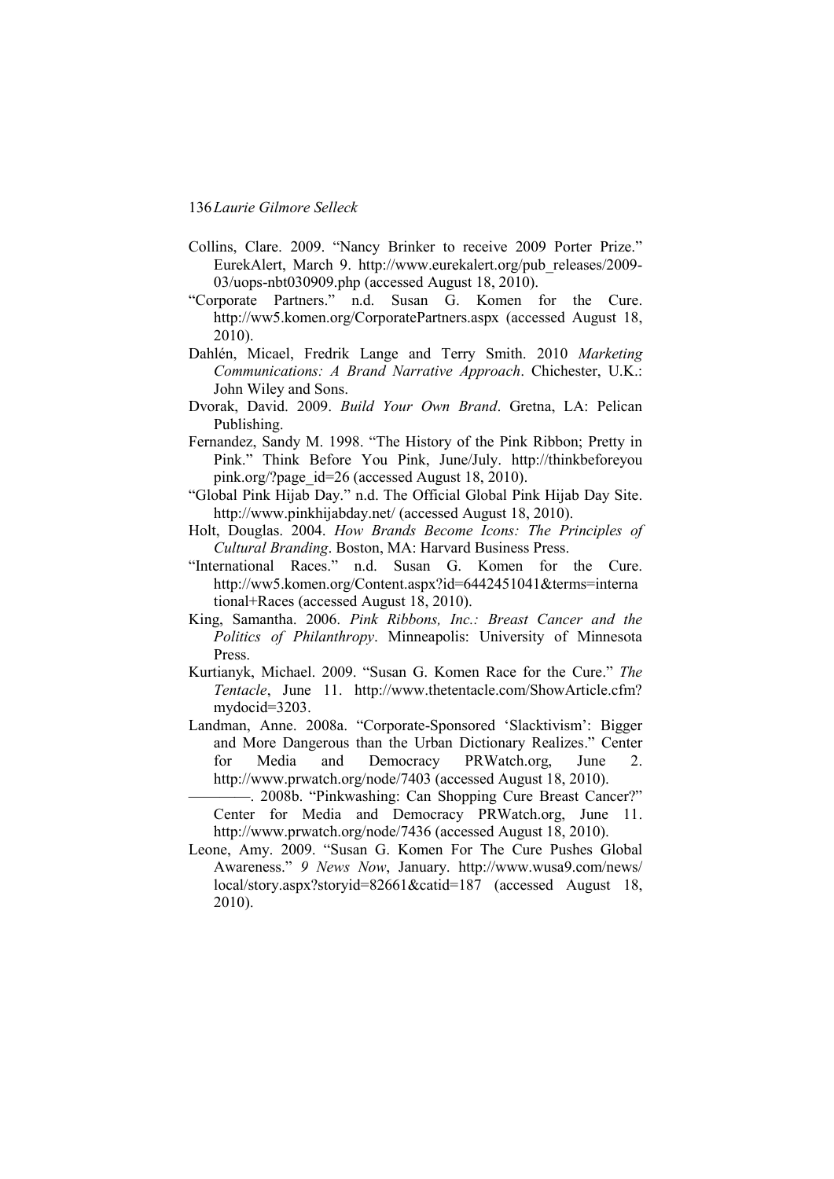Collins, Clare. 2009. "Nancy Brinker to receive 2009 Porter Prize." EurekAlert, March 9. http://www.eurekalert.org/pub_releases/2009-03/uops-nbt030909.php (accessed August 18, 2010).

"Corporate Partners." n.d. Susan G. Komen for the Cure. http://ww5.komen.org/CorporatePartners.aspx (accessed August 18, 2010).

Dahlén, Micael, Fredrik Lange and Terry Smith. 2010 *Marketing Communications: A Brand Narrative Approach*. Chichester, U.K.: John Wiley and Sons.

Dvorak, David. 2009. *Build Your Own Brand*. Gretna, LA: Pelican Publishing.

Fernandez, Sandy M. 1998. "The History of the Pink Ribbon; Pretty in Pink." Think Before You Pink, June/July. http://thinkbeforeyoupink.org/?page_id=26 (accessed August 18, 2010).

"Global Pink Hijab Day." n.d. The Official Global Pink Hijab Day Site. http://www.pinkhijabday.net/ (accessed August 18, 2010).

Holt, Douglas. 2004. *How Brands Become Icons: The Principles of Cultural Branding*. Boston, MA: Harvard Business Press.

"International Races." n.d. Susan G. Komen for the Cure. http://ww5.komen.org/Content.aspx?id=6442451041&terms=international+Races (accessed August 18, 2010).

King, Samantha. 2006. *Pink Ribbons, Inc.: Breast Cancer and the Politics of Philanthropy*. Minneapolis: University of Minnesota Press.

Kurtianyk, Michael. 2009. "Susan G. Komen Race for the Cure." *The Tentacle*, June 11. http://www.thetentacle.com/ShowArticle.cfm?mydocid=3203.

Landman, Anne. 2008a. "Corporate-Sponsored 'Slacktivism': Bigger and More Dangerous than the Urban Dictionary Realizes." Center for Media and Democracy PRWatch.org, June 2. http://www.prwatch.org/node/7403 (accessed August 18, 2010).

————. 2008b. "Pinkwashing: Can Shopping Cure Breast Cancer?" Center for Media and Democracy PRWatch.org, June 11. http://www.prwatch.org/node/7436 (accessed August 18, 2010).

Leone, Amy. 2009. "Susan G. Komen For The Cure Pushes Global Awareness." *9 News Now*, January. http://www.wusa9.com/news/local/story.aspx?storyid=82661&catid=187 (accessed August 18, 2010).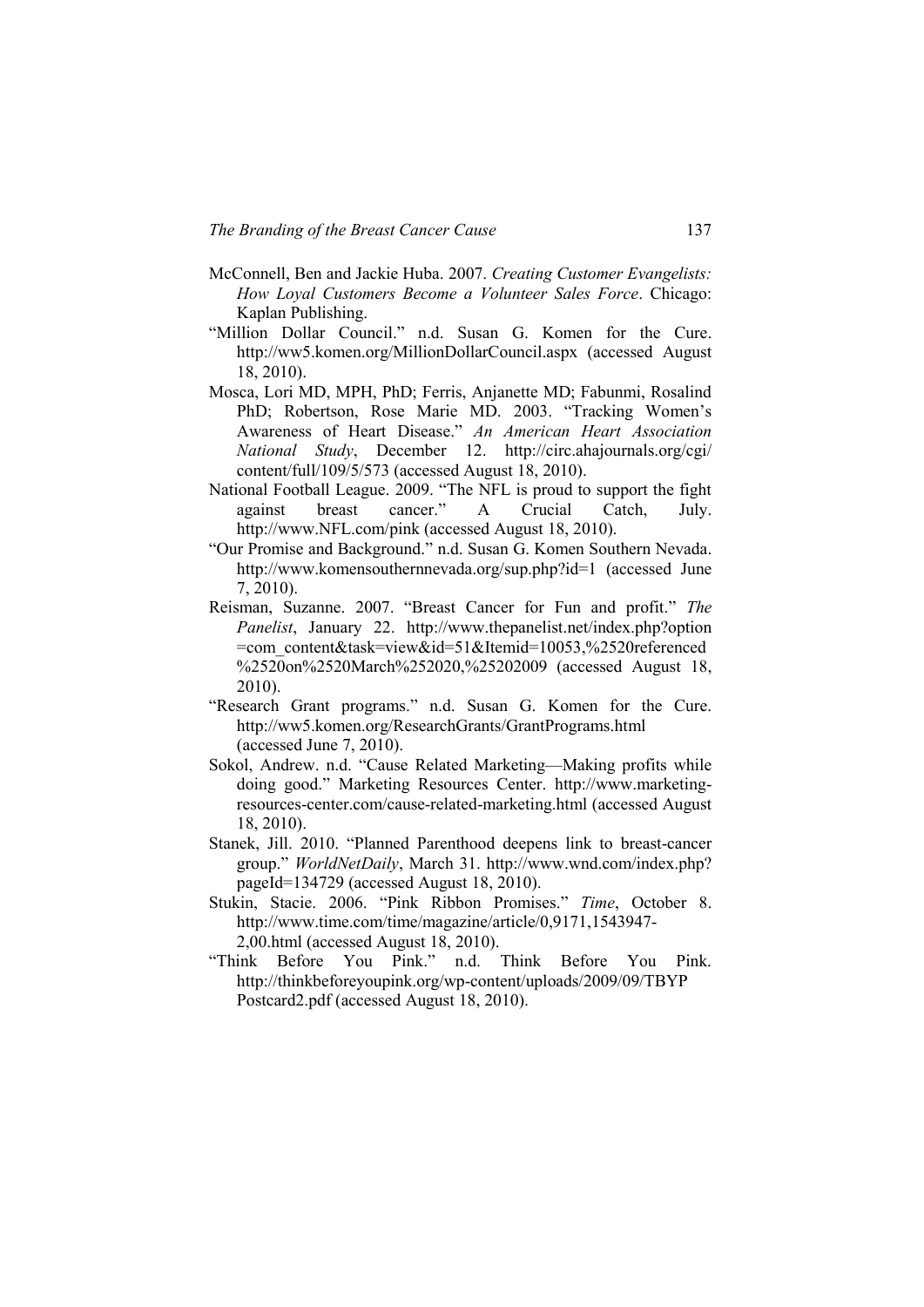McConnell, Ben and Jackie Huba. 2007. *Creating Customer Evangelists: How Loyal Customers Become a Volunteer Sales Force*. Chicago: Kaplan Publishing.

"Million Dollar Council." n.d. Susan G. Komen for the Cure. http://ww5.komen.org/MillionDollarCouncil.aspx (accessed August 18, 2010).

Mosca, Lori MD, MPH, PhD; Ferris, Anjanette MD; Fabunmi, Rosalind PhD; Robertson, Rose Marie MD. 2003. "Tracking Women's Awareness of Heart Disease." *An American Heart Association National Study*, December 12. http://circ.ahajournals.org/cgi/content/full/109/5/573 (accessed August 18, 2010).

National Football League. 2009. "The NFL is proud to support the fight against breast cancer." A Crucial Catch, July. http://www.NFL.com/pink (accessed August 18, 2010).

"Our Promise and Background." n.d. Susan G. Komen Southern Nevada. http://www.komensouthernnevada.org/sup.php?id=1 (accessed June 7, 2010).

Reisman, Suzanne. 2007. "Breast Cancer for Fun and profit." *The Panelist*, January 22. http://www.thepanelist.net/index.php?option=com_content&task=view&id=51&Itemid=10053,%2520referenced%2520on%2520March%252020,%25202009 (accessed August 18, 2010).

"Research Grant programs." n.d. Susan G. Komen for the Cure. http://ww5.komen.org/ResearchGrants/GrantPrograms.html (accessed June 7, 2010).

Sokol, Andrew. n.d. "Cause Related Marketing—Making profits while doing good." Marketing Resources Center. http://www.marketing-resources-center.com/cause-related-marketing.html (accessed August 18, 2010).

Stanek, Jill. 2010. "Planned Parenthood deepens link to breast-cancer group." *WorldNetDaily*, March 31. http://www.wnd.com/index.php?pageId=134729 (accessed August 18, 2010).

Stukin, Stacie. 2006. "Pink Ribbon Promises." *Time*, October 8. http://www.time.com/time/magazine/article/0,9171,1543947-2,00.html (accessed August 18, 2010).

"Think Before You Pink." n.d. Think Before You Pink. http://thinkbeforeyoupink.org/wp-content/uploads/2009/09/TBYP Postcard2.pdf (accessed August 18, 2010).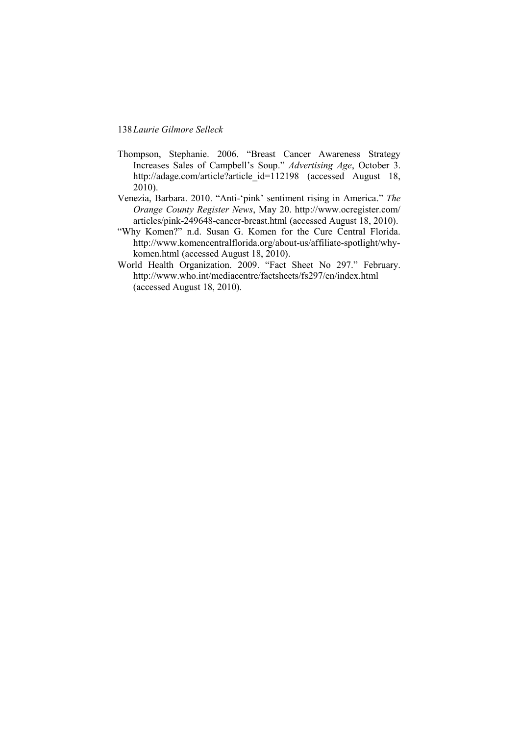Thompson, Stephanie. 2006. "Breast Cancer Awareness Strategy Increases Sales of Campbell's Soup." *Advertising Age*, October 3. http://adage.com/article?article_id=112198 (accessed August 18, 2010).

Venezia, Barbara. 2010. "Anti-'pink' sentiment rising in America." *The Orange County Register News*, May 20. http://www.ocregister.com/articles/pink-249648-cancer-breast.html (accessed August 18, 2010).

"Why Komen?" n.d. Susan G. Komen for the Cure Central Florida. http://www.komencentralflorida.org/about-us/affiliate-spotlight/why-komen.html (accessed August 18, 2010).

World Health Organization. 2009. "Fact Sheet No 297." February. http://www.who.int/mediacentre/factsheets/fs297/en/index.html (accessed August 18, 2010).